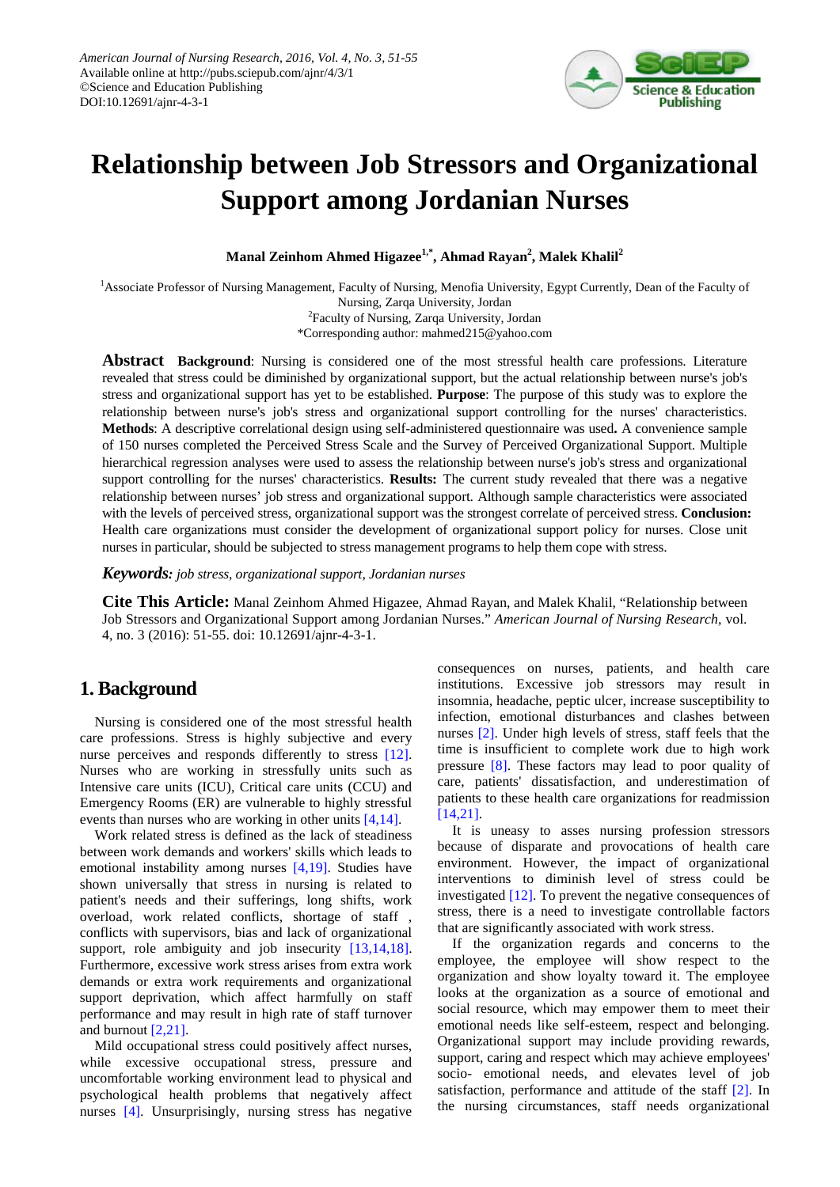# Relationship between Job Stressors and Organizational Support among Jordanian Nurses

**Manal Zeinhom Ahmed Higazee[1,*], Ahmad Rayan[2], Malek Khalil[2]**

[1]Associate Professor of Nursing Management, Faculty of Nursing, Menofia University, Egypt Currently, Dean of the Faculty of Nursing, Zarqa University, Jordan
[2]Faculty of Nursing, Zarqa University, Jordan
*Corresponding author: mahmed215@yahoo.com

**Abstract** **Background**: Nursing is considered one of the most stressful health care professions. Literature revealed that stress could be diminished by organizational support, but the actual relationship between nurse's job's stress and organizational support has yet to be established. **Purpose**: The purpose of this study was to explore the relationship between nurse's job's stress and organizational support controlling for the nurses' characteristics. **Methods**: A descriptive correlational design using self-administered questionnaire was used**.** A convenience sample of 150 nurses completed the Perceived Stress Scale and the Survey of Perceived Organizational Support. Multiple hierarchical regression analyses were used to assess the relationship between nurse's job's stress and organizational support controlling for the nurses' characteristics. **Results:** The current study revealed that there was a negative relationship between nurses' job stress and organizational support. Although sample characteristics were associated with the levels of perceived stress, organizational support was the strongest correlate of perceived stress. **Conclusion:** Health care organizations must consider the development of organizational support policy for nurses. Close unit nurses in particular, should be subjected to stress management programs to help them cope with stress.

***Keywords:*** *job stress, organizational support, Jordanian nurses*

**Cite This Article:** Manal Zeinhom Ahmed Higazee, Ahmad Rayan, and Malek Khalil, "Relationship between Job Stressors and Organizational Support among Jordanian Nurses." *American Journal of Nursing Research*, vol. 4, no. 3 (2016): 51-55. doi: 10.12691/ajnr-4-3-1.

## 1. Background

Nursing is considered one of the most stressful health care professions. Stress is highly subjective and every nurse perceives and responds differently to stress [12]. Nurses who are working in stressfully units such as Intensive care units (ICU), Critical care units (CCU) and Emergency Rooms (ER) are vulnerable to highly stressful events than nurses who are working in other units [4,14].

Work related stress is defined as the lack of steadiness between work demands and workers' skills which leads to emotional instability among nurses [4,19]. Studies have shown universally that stress in nursing is related to patient's needs and their sufferings, long shifts, work overload, work related conflicts, shortage of staff , conflicts with supervisors, bias and lack of organizational support, role ambiguity and job insecurity [13,14,18]. Furthermore, excessive work stress arises from extra work demands or extra work requirements and organizational support deprivation, which affect harmfully on staff performance and may result in high rate of staff turnover and burnout [2,21].

Mild occupational stress could positively affect nurses, while excessive occupational stress, pressure and uncomfortable working environment lead to physical and psychological health problems that negatively affect nurses [4]. Unsurprisingly, nursing stress has negative consequences on nurses, patients, and health care institutions. Excessive job stressors may result in insomnia, headache, peptic ulcer, increase susceptibility to infection, emotional disturbances and clashes between nurses [2]. Under high levels of stress, staff feels that the time is insufficient to complete work due to high work pressure [8]. These factors may lead to poor quality of care, patients' dissatisfaction, and underestimation of patients to these health care organizations for readmission [14,21].

It is uneasy to asses nursing profession stressors because of disparate and provocations of health care environment. However, the impact of organizational interventions to diminish level of stress could be investigated [12]. To prevent the negative consequences of stress, there is a need to investigate controllable factors that are significantly associated with work stress.

If the organization regards and concerns to the employee, the employee will show respect to the organization and show loyalty toward it. The employee looks at the organization as a source of emotional and social resource, which may empower them to meet their emotional needs like self-esteem, respect and belonging. Organizational support may include providing rewards, support, caring and respect which may achieve employees' socio- emotional needs, and elevates level of job satisfaction, performance and attitude of the staff [2]. In the nursing circumstances, staff needs organizational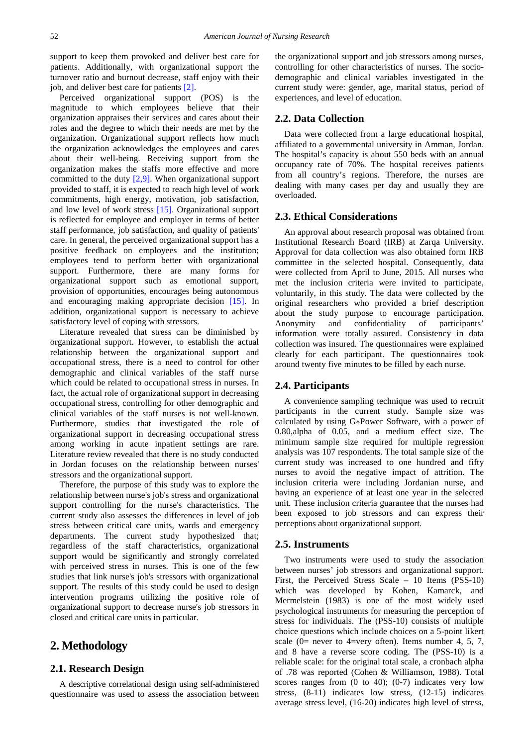support to keep them provoked and deliver best care for patients. Additionally, with organizational support the turnover ratio and burnout decrease, staff enjoy with their job, and deliver best care for patients [2].

Perceived organizational support (POS) is the magnitude to which employees believe that their organization appraises their services and cares about their roles and the degree to which their needs are met by the organization. Organizational support reflects how much the organization acknowledges the employees and cares about their well-being. Receiving support from the organization makes the staffs more effective and more committed to the duty [2,9]. When organizational support provided to staff, it is expected to reach high level of work commitments, high energy, motivation, job satisfaction, and low level of work stress [15]. Organizational support is reflected for employee and employer in terms of better staff performance, job satisfaction, and quality of patients' care. In general, the perceived organizational support has a positive feedback on employees and the institution; employees tend to perform better with organizational support. Furthermore, there are many forms for organizational support such as emotional support, provision of opportunities, encourages being autonomous and encouraging making appropriate decision [15]. In addition, organizational support is necessary to achieve satisfactory level of coping with stressors.

Literature revealed that stress can be diminished by organizational support. However, to establish the actual relationship between the organizational support and occupational stress, there is a need to control for other demographic and clinical variables of the staff nurse which could be related to occupational stress in nurses. In fact, the actual role of organizational support in decreasing occupational stress, controlling for other demographic and clinical variables of the staff nurses is not well-known. Furthermore, studies that investigated the role of organizational support in decreasing occupational stress among working in acute inpatient settings are rare. Literature review revealed that there is no study conducted in Jordan focuses on the relationship between nurses' stressors and the organizational support.

Therefore, the purpose of this study was to explore the relationship between nurse's job's stress and organizational support controlling for the nurse's characteristics. The current study also assesses the differences in level of job stress between critical care units, wards and emergency departments. The current study hypothesized that; regardless of the staff characteristics, organizational support would be significantly and strongly correlated with perceived stress in nurses. This is one of the few studies that link nurse's job's stressors with organizational support. The results of this study could be used to design intervention programs utilizing the positive role of organizational support to decrease nurse's job stressors in closed and critical care units in particular.

## 2. Methodology

### 2.1. Research Design

A descriptive correlational design using self-administered questionnaire was used to assess the association between the organizational support and job stressors among nurses, controlling for other characteristics of nurses. The socio-demographic and clinical variables investigated in the current study were: gender, age, marital status, period of experiences, and level of education.

### 2.2. Data Collection

Data were collected from a large educational hospital, affiliated to a governmental university in Amman, Jordan. The hospital's capacity is about 550 beds with an annual occupancy rate of 70%. The hospital receives patients from all country's regions. Therefore, the nurses are dealing with many cases per day and usually they are overloaded.

### 2.3. Ethical Considerations

An approval about research proposal was obtained from Institutional Research Board (IRB) at Zarqa University. Approval for data collection was also obtained form IRB committee in the selected hospital. Consequently, data were collected from April to June, 2015. All nurses who met the inclusion criteria were invited to participate, voluntarily, in this study. The data were collected by the original researchers who provided a brief description about the study purpose to encourage participation. Anonymity and confidentiality of participants' information were totally assured. Consistency in data collection was insured. The questionnaires were explained clearly for each participant. The questionnaires took around twenty five minutes to be filled by each nurse.

### 2.4. Participants

A convenience sampling technique was used to recruit participants in the current study. Sample size was calculated by using G∗Power Software, with a power of 0.80,alpha of 0.05, and a medium effect size. The minimum sample size required for multiple regression analysis was 107 respondents. The total sample size of the current study was increased to one hundred and fifty nurses to avoid the negative impact of attrition. The inclusion criteria were including Jordanian nurse, and having an experience of at least one year in the selected unit. These inclusion criteria guarantee that the nurses had been exposed to job stressors and can express their perceptions about organizational support.

### 2.5. Instruments

Two instruments were used to study the association between nurses' job stressors and organizational support. First, the Perceived Stress Scale – 10 Items (PSS-10) which was developed by Kohen, Kamarck, and Mermelstein (1983) is one of the most widely used psychological instruments for measuring the perception of stress for individuals. The (PSS-10) consists of multiple choice questions which include choices on a 5-point likert scale (0= never to 4=very often). Items number 4, 5, 7, and 8 have a reverse score coding. The (PSS-10) is a reliable scale: for the original total scale, a cronbach alpha of .78 was reported (Cohen & Williamson, 1988). Total scores ranges from (0 to 40); (0-7) indicates very low stress, (8-11) indicates low stress, (12-15) indicates average stress level, (16-20) indicates high level of stress,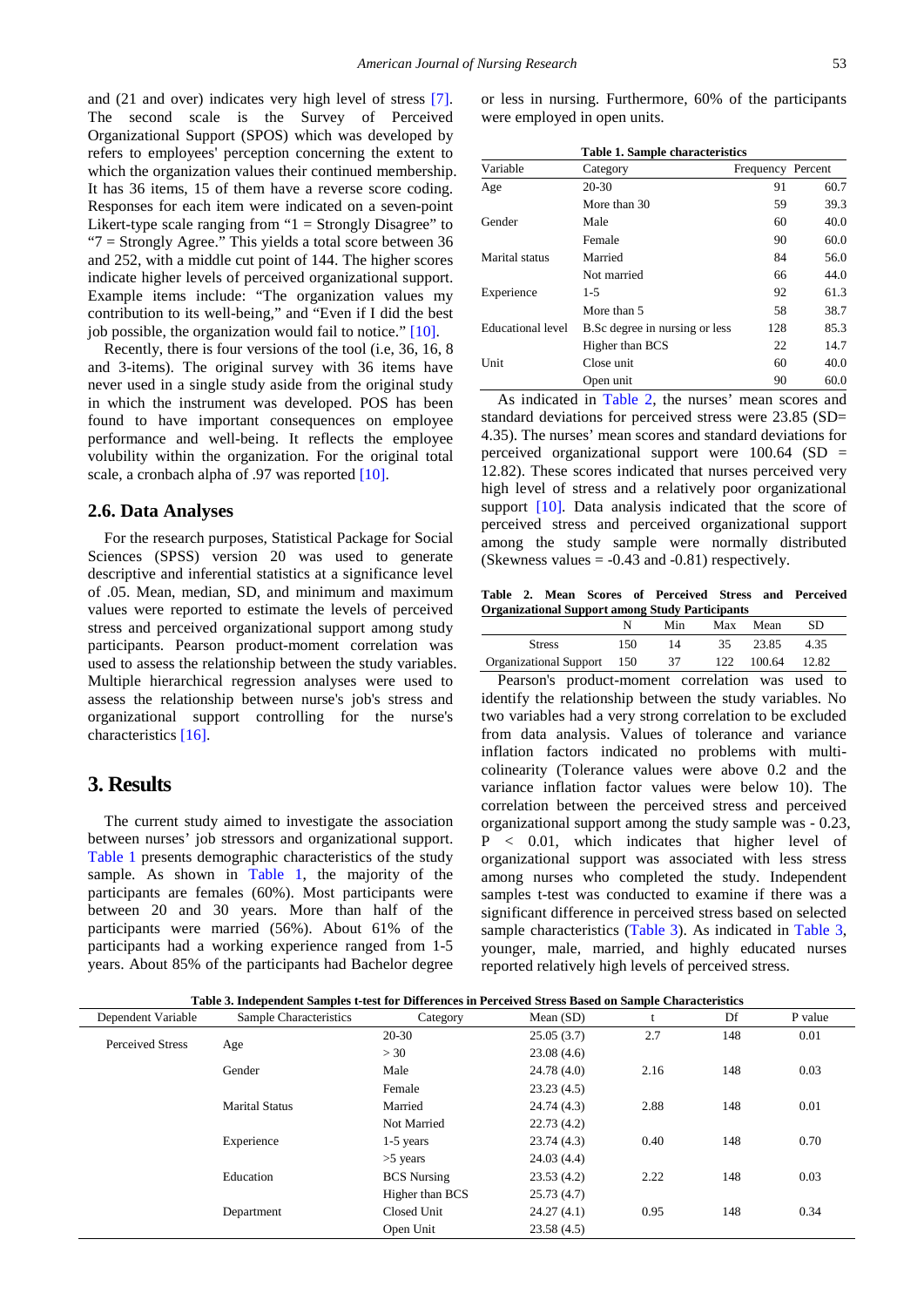and (21 and over) indicates very high level of stress [7]. The second scale is the Survey of Perceived Organizational Support (SPOS) which was developed by refers to employees' perception concerning the extent to which the organization values their continued membership. It has 36 items, 15 of them have a reverse score coding. Responses for each item were indicated on a seven-point Likert-type scale ranging from "1 = Strongly Disagree" to "7 = Strongly Agree." This yields a total score between 36 and 252, with a middle cut point of 144. The higher scores indicate higher levels of perceived organizational support. Example items include: "The organization values my contribution to its well-being," and "Even if I did the best job possible, the organization would fail to notice." [10].

Recently, there is four versions of the tool (i.e, 36, 16, 8 and 3-items). The original survey with 36 items have never used in a single study aside from the original study in which the instrument was developed. POS has been found to have important consequences on employee performance and well-being. It reflects the employee volubility within the organization. For the original total scale, a cronbach alpha of .97 was reported [10].

### 2.6. Data Analyses

For the research purposes, Statistical Package for Social Sciences (SPSS) version 20 was used to generate descriptive and inferential statistics at a significance level of .05. Mean, median, SD, and minimum and maximum values were reported to estimate the levels of perceived stress and perceived organizational support among study participants. Pearson product-moment correlation was used to assess the relationship between the study variables. Multiple hierarchical regression analyses were used to assess the relationship between nurse's job's stress and organizational support controlling for the nurse's characteristics [16].

## 3. Results

The current study aimed to investigate the association between nurses' job stressors and organizational support. Table 1 presents demographic characteristics of the study sample. As shown in Table 1, the majority of the participants are females (60%). Most participants were between 20 and 30 years. More than half of the participants were married (56%). About 61% of the participants had a working experience ranged from 1-5 years. About 85% of the participants had Bachelor degree or less in nursing. Furthermore, 60% of the participants were employed in open units.

**Table 1. Sample characteristics**

| Variable | Category | Frequency | Percent |
|---|---|---|---|
| Age | 20-30 | 91 | 60.7 |
| | More than 30 | 59 | 39.3 |
| Gender | Male | 60 | 40.0 |
| | Female | 90 | 60.0 |
| Marital status | Married | 84 | 56.0 |
| | Not married | 66 | 44.0 |
| Experience | 1-5 | 92 | 61.3 |
| | More than 5 | 58 | 38.7 |
| Educational level | B.Sc degree in nursing or less | 128 | 85.3 |
| | Higher than BCS | 22 | 14.7 |
| Unit | Close unit | 60 | 40.0 |
| | Open unit | 90 | 60.0 |

As indicated in Table 2, the nurses' mean scores and standard deviations for perceived stress were 23.85 (SD= 4.35). The nurses' mean scores and standard deviations for perceived organizational support were 100.64 (SD = 12.82). These scores indicated that nurses perceived very high level of stress and a relatively poor organizational support [10]. Data analysis indicated that the score of perceived stress and perceived organizational support among the study sample were normally distributed (Skewness values = -0.43 and -0.81) respectively.

**Table 2. Mean Scores of Perceived Stress and Perceived Organizational Support among Study Participants**

| | N | Min | Max | Mean | SD |
|---|---|---|---|---|---|
| Stress | 150 | 14 | 35 | 23.85 | 4.35 |
| Organizational Support | 150 | 37 | 122 | 100.64 | 12.82 |

Pearson's product-moment correlation was used to identify the relationship between the study variables. No two variables had a very strong correlation to be excluded from data analysis. Values of tolerance and variance inflation factors indicated no problems with multi-colinearity (Tolerance values were above 0.2 and the variance inflation factor values were below 10). The correlation between the perceived stress and perceived organizational support among the study sample was - 0.23, $P < 0.01$, which indicates that higher level of organizational support was associated with less stress among nurses who completed the study. Independent samples t-test was conducted to examine if there was a significant difference in perceived stress based on selected sample characteristics (Table 3). As indicated in Table 3, younger, male, married, and highly educated nurses reported relatively high levels of perceived stress.

**Table 3. Independent Samples t-test for Differences in Perceived Stress Based on Sample Characteristics**

| Dependent Variable | Sample Characteristics | Category | Mean (SD) | t | Df | P value |
|---|---|---|---|---|---|---|
| Perceived Stress | Age | 20-30 | 25.05 (3.7) | 2.7 | 148 | 0.01 |
| | | > 30 | 23.08 (4.6) | | | |
| | Gender | Male | 24.78 (4.0) | 2.16 | 148 | 0.03 |
| | | Female | 23.23 (4.5) | | | |
| | Marital Status | Married | 24.74 (4.3) | 2.88 | 148 | 0.01 |
| | | Not Married | 22.73 (4.2) | | | |
| | Experience | 1-5 years | 23.74 (4.3) | 0.40 | 148 | 0.70 |
| | | >5 years | 24.03 (4.4) | | | |
| | Education | BCS Nursing | 23.53 (4.2) | 2.22 | 148 | 0.03 |
| | | Higher than BCS | 25.73 (4.7) | | | |
| | Department | Closed Unit | 24.27 (4.1) | 0.95 | 148 | 0.34 |
| | | Open Unit | 23.58 (4.5) | | | |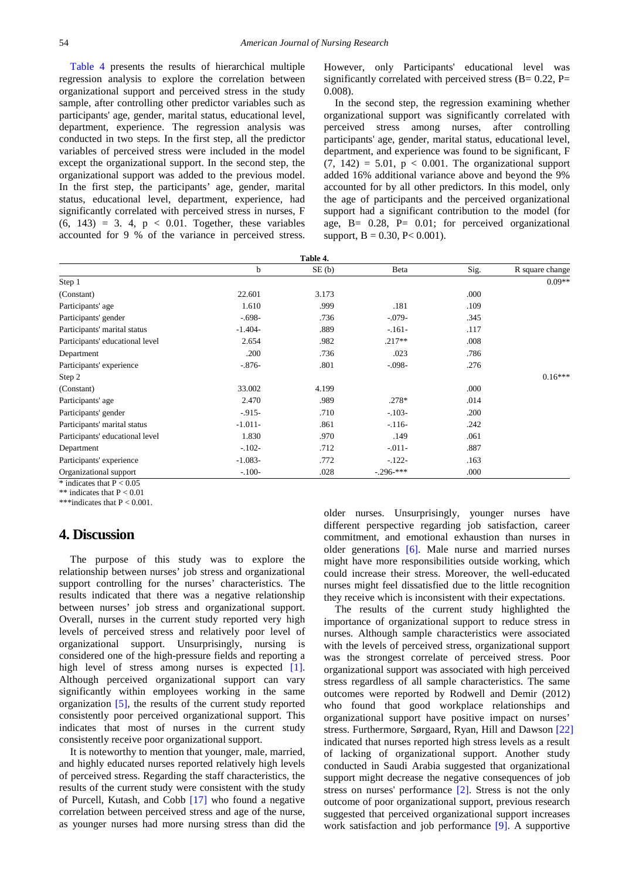Table 4 presents the results of hierarchical multiple regression analysis to explore the correlation between organizational support and perceived stress in the study sample, after controlling other predictor variables such as participants' age, gender, marital status, educational level, department, experience. The regression analysis was conducted in two steps. In the first step, all the predictor variables of perceived stress were included in the model except the organizational support. In the second step, the organizational support was added to the previous model. In the first step, the participants' age, gender, marital status, educational level, department, experience, had significantly correlated with perceived stress in nurses, $F(6, 143) = 3.4$, $p < 0.01$. Together, these variables accounted for 9 % of the variance in perceived stress. However, only Participants' educational level was significantly correlated with perceived stress (B= 0.22, P= 0.008).

In the second step, the regression examining whether organizational support was significantly correlated with perceived stress among nurses, after controlling participants' age, gender, marital status, educational level, department, and experience was found to be significant, $F(7, 142) = 5.01$, $p < 0.001$. The organizational support added 16% additional variance above and beyond the 9% accounted for by all other predictors. In this model, only the age of participants and the perceived organizational support had a significant contribution to the model (for age, B= 0.28, P= 0.01; for perceived organizational support, B = 0.30, P< 0.001).

**Table 4.**

| | b | SE (b) | Beta | Sig. | R square change |
|---|---|---|---|---|---|
| Step 1 | | | | | 0.09** |
| (Constant) | 22.601 | 3.173 | | .000 | |
| Participants' age | 1.610 | .999 | .181 | .109 | |
| Participants' gender | -.698- | .736 | -.079- | .345 | |
| Participants' marital status | -1.404- | .889 | -.161- | .117 | |
| Participants' educational level | 2.654 | .982 | .217** | .008 | |
| Department | .200 | .736 | .023 | .786 | |
| Participants' experience | -.876- | .801 | -.098- | .276 | |
| Step 2 | | | | | 0.16*** |
| (Constant) | 33.002 | 4.199 | | .000 | |
| Participants' age | 2.470 | .989 | .278* | .014 | |
| Participants' gender | -.915- | .710 | -.103- | .200 | |
| Participants' marital status | -1.011- | .861 | -.116- | .242 | |
| Participants' educational level | 1.830 | .970 | .149 | .061 | |
| Department | -.102- | .712 | -.011- | .887 | |
| Participants' experience | -1.083- | .772 | -.122- | .163 | |
| Organizational support | -.100- | .028 | -.296-*** | .000 | |

\* indicates that P < 0.05

\*\* indicates that P < 0.01

\*\*\*indicates that P < 0.001.

## 4. Discussion

The purpose of this study was to explore the relationship between nurses' job stress and organizational support controlling for the nurses' characteristics. The results indicated that there was a negative relationship between nurses' job stress and organizational support. Overall, nurses in the current study reported very high levels of perceived stress and relatively poor level of organizational support. Unsurprisingly, nursing is considered one of the high-pressure fields and reporting a high level of stress among nurses is expected [1]. Although perceived organizational support can vary significantly within employees working in the same organization [5], the results of the current study reported consistently poor perceived organizational support. This indicates that most of nurses in the current study consistently receive poor organizational support.

It is noteworthy to mention that younger, male, married, and highly educated nurses reported relatively high levels of perceived stress. Regarding the staff characteristics, the results of the current study were consistent with the study of Purcell, Kutash, and Cobb [17] who found a negative correlation between perceived stress and age of the nurse, as younger nurses had more nursing stress than did the older nurses. Unsurprisingly, younger nurses have different perspective regarding job satisfaction, career commitment, and emotional exhaustion than nurses in older generations [6]. Male nurse and married nurses might have more responsibilities outside working, which could increase their stress. Moreover, the well-educated nurses might feel dissatisfied due to the little recognition they receive which is inconsistent with their expectations.

The results of the current study highlighted the importance of organizational support to reduce stress in nurses. Although sample characteristics were associated with the levels of perceived stress, organizational support was the strongest correlate of perceived stress. Poor organizational support was associated with high perceived stress regardless of all sample characteristics. The same outcomes were reported by Rodwell and Demir (2012) who found that good workplace relationships and organizational support have positive impact on nurses' stress. Furthermore, Sørgaard, Ryan, Hill and Dawson [22] indicated that nurses reported high stress levels as a result of lacking of organizational support. Another study conducted in Saudi Arabia suggested that organizational support might decrease the negative consequences of job stress on nurses' performance [2]. Stress is not the only outcome of poor organizational support, previous research suggested that perceived organizational support increases work satisfaction and job performance [9]. A supportive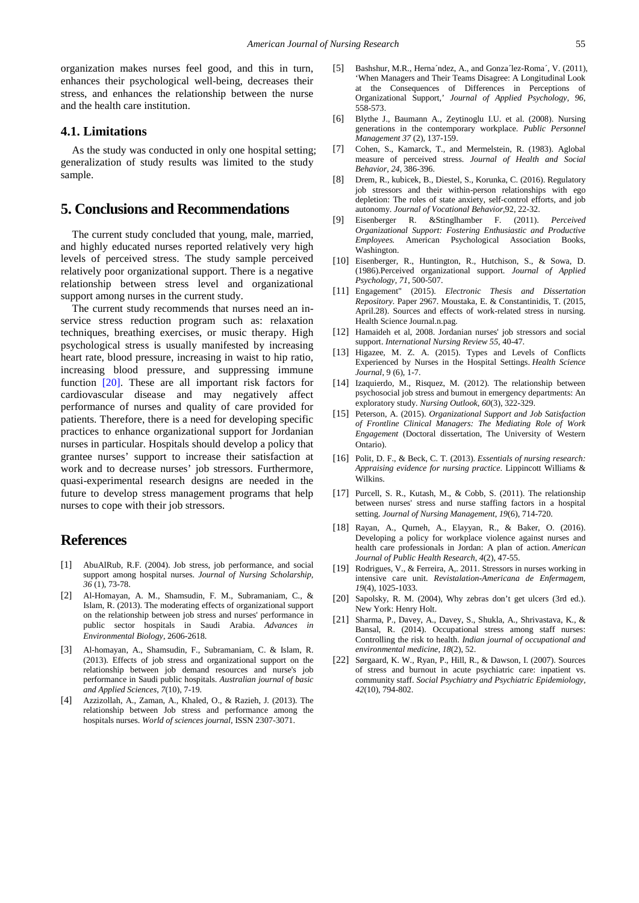organization makes nurses feel good, and this in turn, enhances their psychological well-being, decreases their stress, and enhances the relationship between the nurse and the health care institution.

### 4.1. Limitations

As the study was conducted in only one hospital setting; generalization of study results was limited to the study sample.

## 5. Conclusions and Recommendations

The current study concluded that young, male, married, and highly educated nurses reported relatively very high levels of perceived stress. The study sample perceived relatively poor organizational support. There is a negative relationship between stress level and organizational support among nurses in the current study.

The current study recommends that nurses need an in-service stress reduction program such as: relaxation techniques, breathing exercises, or music therapy. High psychological stress is usually manifested by increasing heart rate, blood pressure, increasing in waist to hip ratio, increasing blood pressure, and suppressing immune function [20]. These are all important risk factors for cardiovascular disease and may negatively affect performance of nurses and quality of care provided for patients. Therefore, there is a need for developing specific practices to enhance organizational support for Jordanian nurses in particular. Hospitals should develop a policy that grantee nurses' support to increase their satisfaction at work and to decrease nurses' job stressors. Furthermore, quasi-experimental research designs are needed in the future to develop stress management programs that help nurses to cope with their job stressors.

## References

[1] AbuAlRub, R.F. (2004). Job stress, job performance, and social support among hospital nurses. *Journal of Nursing Scholarship, 36* (1), 73-78.

[2] Al-Homayan, A. M., Shamsudin, F. M., Subramaniam, C., & Islam, R. (2013). The moderating effects of organizational support on the relationship between job stress and nurses' performance in public sector hospitals in Saudi Arabia. *Advances in Environmental Biology*, 2606-2618.

[3] Al-homayan, A., Shamsudin, F., Subramaniam, C. & Islam, R. (2013). Effects of job stress and organizational support on the relationship between job demand resources and nurse's job performance in Saudi public hospitals. *Australian journal of basic and Applied Sciences, 7*(10), 7-19.

[4] Azzizollah, A., Zaman, A., Khaled, O., & Razieh, J. (2013). The relationship between Job stress and performance among the hospitals nurses. *World of sciences journal*, ISSN 2307-3071.

[5] Bashshur, M.R., Herna´ndez, A., and Gonza´lez-Roma´, V. (2011), 'When Managers and Their Teams Disagree: A Longitudinal Look at the Consequences of Differences in Perceptions of Organizational Support,' *Journal of Applied Psychology, 96,* 558-573.

[6] Blythe J., Baumann A., Zeytinoglu I.U. et al. (2008). Nursing generations in the contemporary workplace. *Public Personnel Management 37* (2), 137-159.

[7] Cohen, S., Kamarck, T., and Mermelstein, R. (1983). Aglobal measure of perceived stress. *Journal of Health and Social Behavior, 24,* 386-396.

[8] Drem, R., kubicek, B., Diestel, S., Korunka, C. (2016). Regulatory job stressors and their within-person relationships with ego depletion: The roles of state anxiety, self-control efforts, and job autonomy. *Journal of Vocational Behavior*,92, 22-32.

[9] Eisenberger R. &Stinglhamber F. (2011). *Perceived Organizational Support: Fostering Enthusiastic and Productive Employees.* American Psychological Association Books, Washington.

[10] Eisenberger, R., Huntington, R., Hutchison, S., & Sowa, D. (1986).Perceived organizational support. *Journal of Applied Psychology, 71*, 500-507.

[11] Engagement" (2015). *Electronic Thesis and Dissertation Repository.* Paper 2967. Moustaka, E. & Constantinidis, T. (2015, April.28). Sources and effects of work-related stress in nursing. Health Science Journal.n.pag.

[12] Hamaideh et al, 2008. Jordanian nurses' job stressors and social support. *International Nursing Review 55*, 40-47.

[13] Higazee, M. Z. A. (2015). Types and Levels of Conflicts Experienced by Nurses in the Hospital Settings. *Health Science Journal*, 9 (6), 1-7.

[14] Izaquierdo, M., Risquez, M. (2012). The relationship between psychosocial job stress and burnout in emergency departments: An exploratory study. *Nursing Outlook, 60*(3), 322-329.

[15] Peterson, A. (2015). *Organizational Support and Job Satisfaction of Frontline Clinical Managers: The Mediating Role of Work Engagement* (Doctoral dissertation, The University of Western Ontario).

[16] Polit, D. F., & Beck, C. T. (2013). *Essentials of nursing research: Appraising evidence for nursing practice.* Lippincott Williams & Wilkins.

[17] Purcell, S. R., Kutash, M., & Cobb, S. (2011). The relationship between nurses' stress and nurse staffing factors in a hospital setting. *Journal of Nursing Management, 19*(6), 714-720.

[18] Rayan, A., Qurneh, A., Elayyan, R., & Baker, O. (2016). Developing a policy for workplace violence against nurses and health care professionals in Jordan: A plan of action. *American Journal of Public Health Research, 4*(2), 47-55.

[19] Rodrigues, V., & Ferreira, A,. 2011. Stressors in nurses working in intensive care unit. *Revistalation-Americana de Enfermagem, 19*(4), 1025-1033.

[20] Sapolsky, R. M. (2004), Why zebras don't get ulcers (3rd ed.). New York: Henry Holt.

[21] Sharma, P., Davey, A., Davey, S., Shukla, A., Shrivastava, K., & Bansal, R. (2014). Occupational stress among staff nurses: Controlling the risk to health. *Indian journal of occupational and environmental medicine, 18*(2), 52.

[22] Sørgaard, K. W., Ryan, P., Hill, R., & Dawson, I. (2007). Sources of stress and burnout in acute psychiatric care: inpatient vs. community staff. *Social Psychiatry and Psychiatric Epidemiology, 42*(10), 794-802.